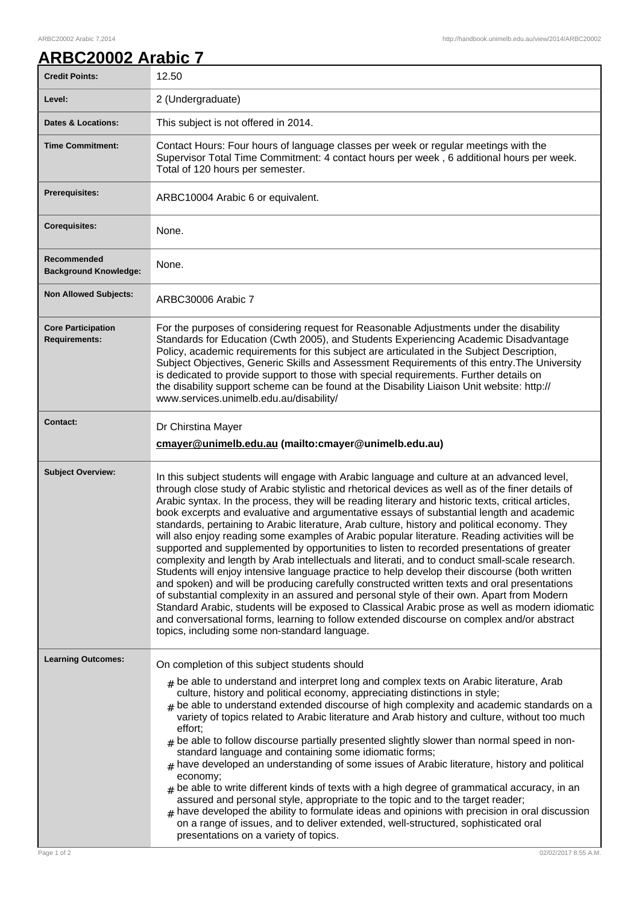# ARBC20002 Arabic 7

| | |
|---|---|
| **Credit Points:** | 12.50 |
| **Level:** | 2 (Undergraduate) |
| **Dates & Locations:** | This subject is not offered in 2014. |
| **Time Commitment:** | Contact Hours: Four hours of language classes per week or regular meetings with the Supervisor Total Time Commitment: 4 contact hours per week , 6 additional hours per week. Total of 120 hours per semester. |
| **Prerequisites:** | ARBC10004 Arabic 6 or equivalent. |
| **Corequisites:** | None. |
| **Recommended Background Knowledge:** | None. |
| **Non Allowed Subjects:** | ARBC30006 Arabic 7 |
| **Core Participation Requirements:** | For the purposes of considering request for Reasonable Adjustments under the disability Standards for Education (Cwth 2005), and Students Experiencing Academic Disadvantage Policy, academic requirements for this subject are articulated in the Subject Description, Subject Objectives, Generic Skills and Assessment Requirements of this entry.The University is dedicated to provide support to those with special requirements. Further details on the disability support scheme can be found at the Disability Liaison Unit website: http://www.services.unimelb.edu.au/disability/ |
| **Contact:** | Dr Chirstina Mayer<br>**cmayer@unimelb.edu.au (mailto:cmayer@unimelb.edu.au)** |
| **Subject Overview:** | In this subject students will engage with Arabic language and culture at an advanced level, through close study of Arabic stylistic and rhetorical devices as well as of the finer details of Arabic syntax. In the process, they will be reading literary and historic texts, critical articles, book excerpts and evaluative and argumentative essays of substantial length and academic standards, pertaining to Arabic literature, Arab culture, history and political economy. They will also enjoy reading some examples of Arabic popular literature. Reading activities will be supported and supplemented by opportunities to listen to recorded presentations of greater complexity and length by Arab intellectuals and literati, and to conduct small-scale research. Students will enjoy intensive language practice to help develop their discourse (both written and spoken) and will be producing carefully constructed written texts and oral presentations of substantial complexity in an assured and personal style of their own. Apart from Modern Standard Arabic, students will be exposed to Classical Arabic prose as well as modern idiomatic and conversational forms, learning to follow extended discourse on complex and/or abstract topics, including some non-standard language. |
| **Learning Outcomes:** | On completion of this subject students should<br># be able to understand and interpret long and complex texts on Arabic literature, Arab culture, history and political economy, appreciating distinctions in style;<br># be able to understand extended discourse of high complexity and academic standards on a variety of topics related to Arabic literature and Arab history and culture, without too much effort;<br># be able to follow discourse partially presented slightly slower than normal speed in non-standard language and containing some idiomatic forms;<br># have developed an understanding of some issues of Arabic literature, history and political economy;<br># be able to write different kinds of texts with a high degree of grammatical accuracy, in an assured and personal style, appropriate to the topic and to the target reader;<br># have developed the ability to formulate ideas and opinions with precision in oral discussion on a range of issues, and to deliver extended, well-structured, sophisticated oral presentations on a variety of topics. |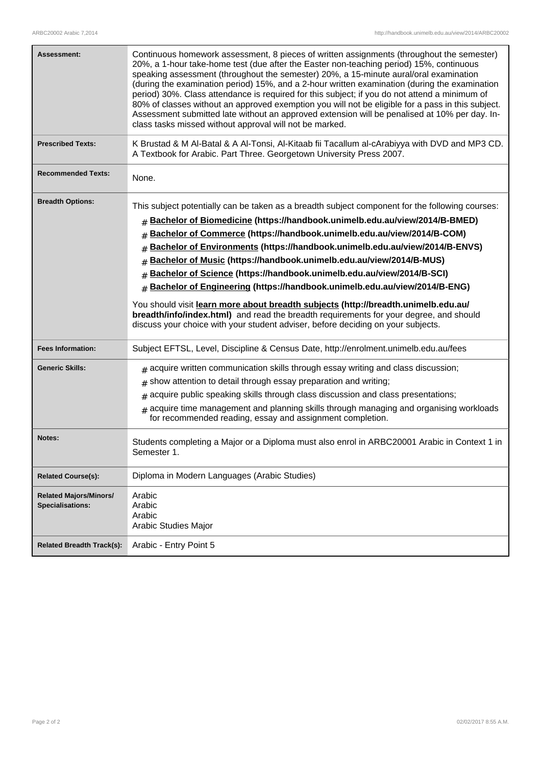| | |
|---|---|
| **Assessment:** | Continuous homework assessment, 8 pieces of written assignments (throughout the semester) 20%, a 1-hour take-home test (due after the Easter non-teaching period) 15%, continuous speaking assessment (throughout the semester) 20%, a 15-minute aural/oral examination (during the examination period) 15%, and a 2-hour written examination (during the examination period) 30%. Class attendance is required for this subject; if you do not attend a minimum of 80% of classes without an approved exemption you will not be eligible for a pass in this subject. Assessment submitted late without an approved extension will be penalised at 10% per day. In-class tasks missed without approval will not be marked. |
| **Prescribed Texts:** | K Brustad & M Al-Batal & A Al-Tonsi, Al-Kitaab fii Tacallum al-cArabiyya with DVD and MP3 CD. A Textbook for Arabic. Part Three. Georgetown University Press 2007. |
| **Recommended Texts:** | None. |
| **Breadth Options:** | This subject potentially can be taken as a breadth subject component for the following courses:<br># **Bachelor of Biomedicine (https://handbook.unimelb.edu.au/view/2014/B-BMED)**<br># **Bachelor of Commerce (https://handbook.unimelb.edu.au/view/2014/B-COM)**<br># **Bachelor of Environments (https://handbook.unimelb.edu.au/view/2014/B-ENVS)**<br># **Bachelor of Music (https://handbook.unimelb.edu.au/view/2014/B-MUS)**<br># **Bachelor of Science (https://handbook.unimelb.edu.au/view/2014/B-SCI)**<br># **Bachelor of Engineering (https://handbook.unimelb.edu.au/view/2014/B-ENG)**<br>You should visit **learn more about breadth subjects (http://breadth.unimelb.edu.au/breadth/info/index.html)** and read the breadth requirements for your degree, and should discuss your choice with your student adviser, before deciding on your subjects. |
| **Fees Information:** | Subject EFTSL, Level, Discipline & Census Date, http://enrolment.unimelb.edu.au/fees |
| **Generic Skills:** | # acquire written communication skills through essay writing and class discussion;<br># show attention to detail through essay preparation and writing;<br># acquire public speaking skills through class discussion and class presentations;<br># acquire time management and planning skills through managing and organising workloads for recommended reading, essay and assignment completion. |
| **Notes:** | Students completing a Major or a Diploma must also enrol in ARBC20001 Arabic in Context 1 in Semester 1. |
| **Related Course(s):** | Diploma in Modern Languages (Arabic Studies) |
| **Related Majors/Minors/ Specialisations:** | Arabic<br>Arabic<br>Arabic<br>Arabic Studies Major |
| **Related Breadth Track(s):** | Arabic - Entry Point 5 |